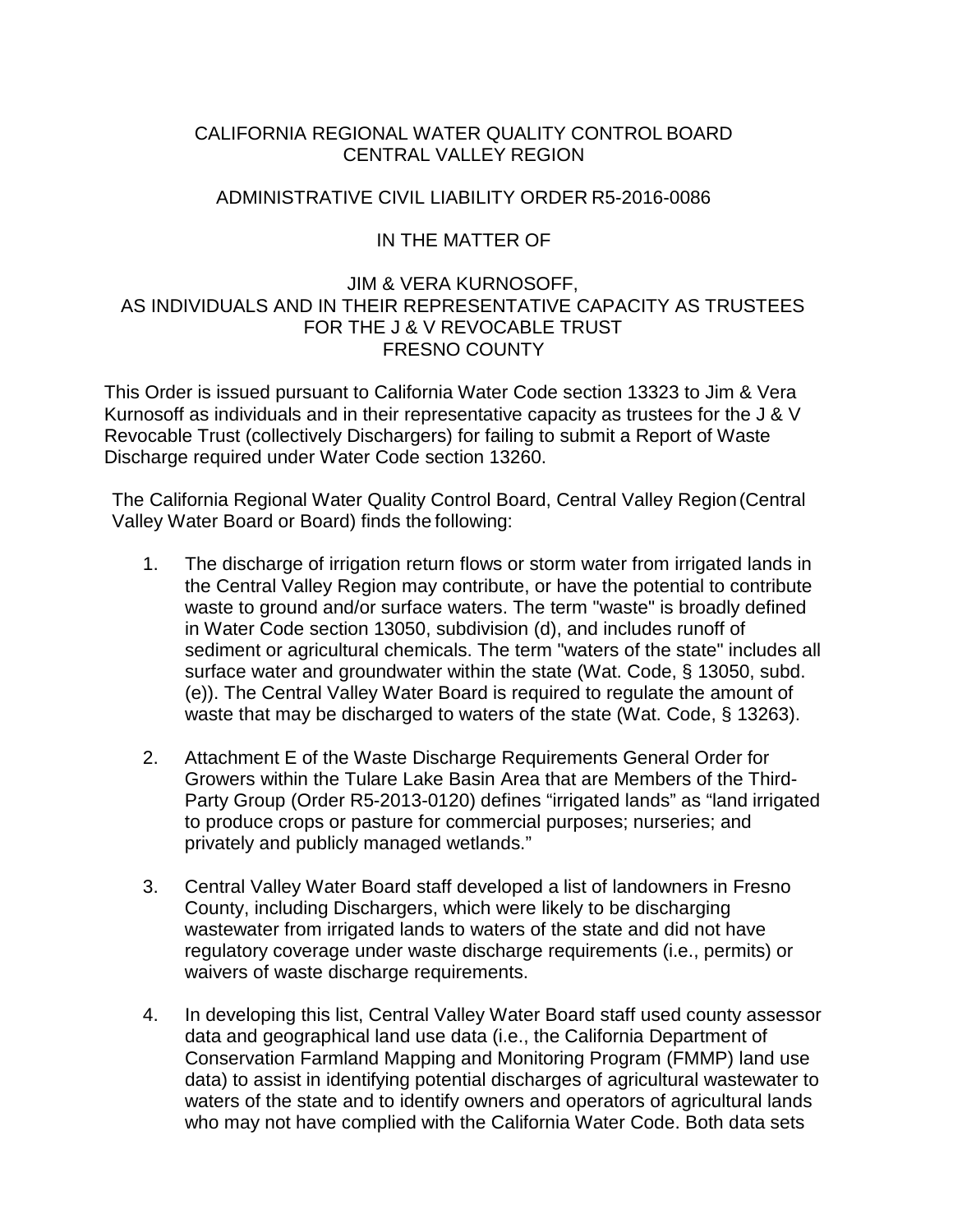CALIFORNIA REGIONAL WATER QUALITY CONTROL BOARD
CENTRAL VALLEY REGION

ADMINISTRATIVE CIVIL LIABILITY ORDER R5-2016-0086

IN THE MATTER OF

JIM & VERA KURNOSOFF,
AS INDIVIDUALS AND IN THEIR REPRESENTATIVE CAPACITY AS TRUSTEES FOR THE J & V REVOCABLE TRUST
FRESNO COUNTY

This Order is issued pursuant to California Water Code section 13323 to Jim & Vera Kurnosoff as individuals and in their representative capacity as trustees for the J & V Revocable Trust (collectively Dischargers) for failing to submit a Report of Waste Discharge required under Water Code section 13260.

The California Regional Water Quality Control Board, Central Valley Region (Central Valley Water Board or Board) finds the following:

1. The discharge of irrigation return flows or storm water from irrigated lands in the Central Valley Region may contribute, or have the potential to contribute waste to ground and/or surface waters. The term "waste" is broadly defined in Water Code section 13050, subdivision (d), and includes runoff of sediment or agricultural chemicals. The term "waters of the state" includes all surface water and groundwater within the state (Wat. Code, § 13050, subd. (e)). The Central Valley Water Board is required to regulate the amount of waste that may be discharged to waters of the state (Wat. Code, § 13263).

2. Attachment E of the Waste Discharge Requirements General Order for Growers within the Tulare Lake Basin Area that are Members of the Third-Party Group (Order R5-2013-0120) defines "irrigated lands" as "land irrigated to produce crops or pasture for commercial purposes; nurseries; and privately and publicly managed wetlands."

3. Central Valley Water Board staff developed a list of landowners in Fresno County, including Dischargers, which were likely to be discharging wastewater from irrigated lands to waters of the state and did not have regulatory coverage under waste discharge requirements (i.e., permits) or waivers of waste discharge requirements.

4. In developing this list, Central Valley Water Board staff used county assessor data and geographical land use data (i.e., the California Department of Conservation Farmland Mapping and Monitoring Program (FMMP) land use data) to assist in identifying potential discharges of agricultural wastewater to waters of the state and to identify owners and operators of agricultural lands who may not have complied with the California Water Code. Both data sets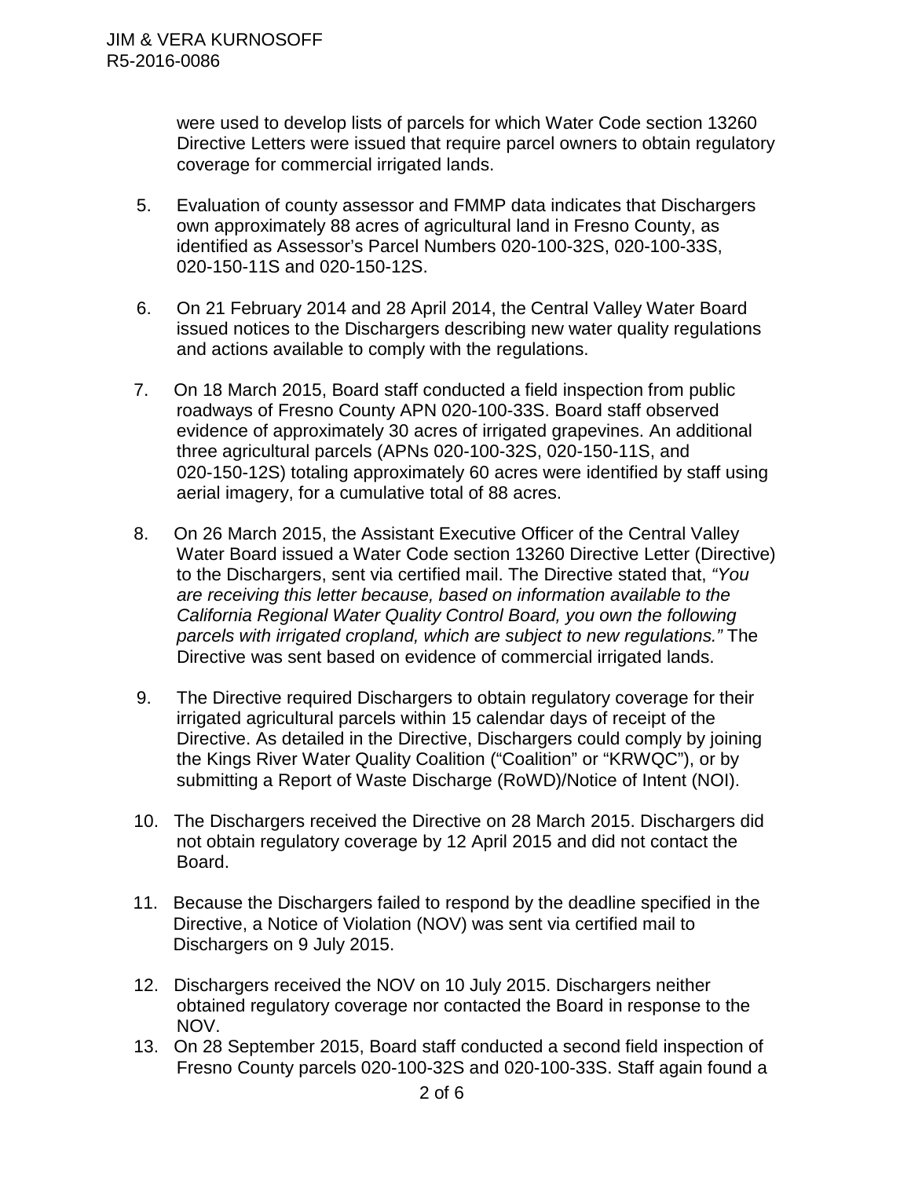were used to develop lists of parcels for which Water Code section 13260 Directive Letters were issued that require parcel owners to obtain regulatory coverage for commercial irrigated lands.

5. Evaluation of county assessor and FMMP data indicates that Dischargers own approximately 88 acres of agricultural land in Fresno County, as identified as Assessor's Parcel Numbers 020-100-32S, 020-100-33S, 020-150-11S and 020-150-12S.

6. On 21 February 2014 and 28 April 2014, the Central Valley Water Board issued notices to the Dischargers describing new water quality regulations and actions available to comply with the regulations.

7. On 18 March 2015, Board staff conducted a field inspection from public roadways of Fresno County APN 020-100-33S. Board staff observed evidence of approximately 30 acres of irrigated grapevines. An additional three agricultural parcels (APNs 020-100-32S, 020-150-11S, and 020-150-12S) totaling approximately 60 acres were identified by staff using aerial imagery, for a cumulative total of 88 acres.

8. On 26 March 2015, the Assistant Executive Officer of the Central Valley Water Board issued a Water Code section 13260 Directive Letter (Directive) to the Dischargers, sent via certified mail. The Directive stated that, *"You are receiving this letter because, based on information available to the California Regional Water Quality Control Board, you own the following parcels with irrigated cropland, which are subject to new regulations."* The Directive was sent based on evidence of commercial irrigated lands.

9. The Directive required Dischargers to obtain regulatory coverage for their irrigated agricultural parcels within 15 calendar days of receipt of the Directive. As detailed in the Directive, Dischargers could comply by joining the Kings River Water Quality Coalition ("Coalition" or "KRWQC"), or by submitting a Report of Waste Discharge (RoWD)/Notice of Intent (NOI).

10. The Dischargers received the Directive on 28 March 2015. Dischargers did not obtain regulatory coverage by 12 April 2015 and did not contact the Board.

11. Because the Dischargers failed to respond by the deadline specified in the Directive, a Notice of Violation (NOV) was sent via certified mail to Dischargers on 9 July 2015.

12. Dischargers received the NOV on 10 July 2015. Dischargers neither obtained regulatory coverage nor contacted the Board in response to the NOV.

13. On 28 September 2015, Board staff conducted a second field inspection of Fresno County parcels 020-100-32S and 020-100-33S. Staff again found a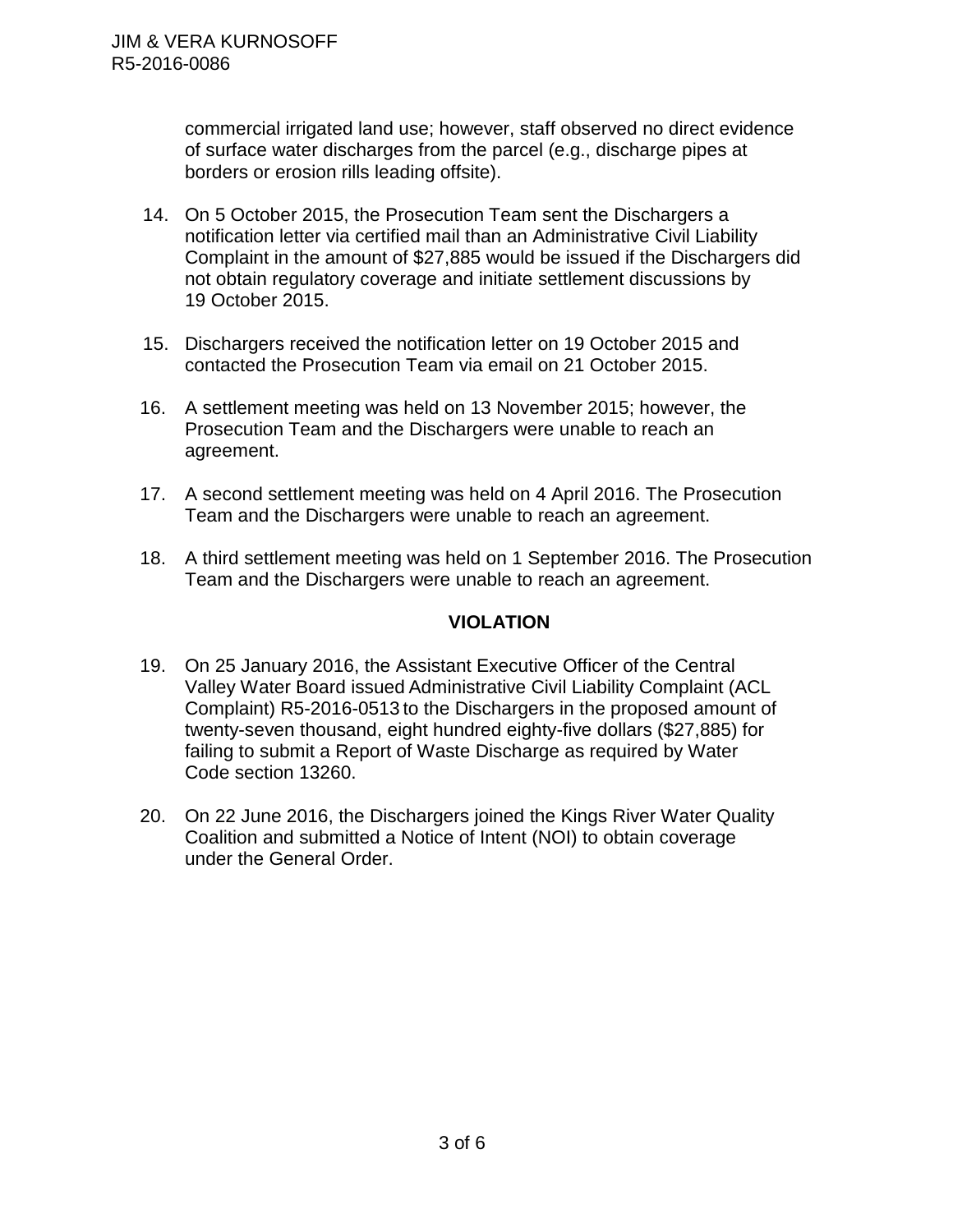commercial irrigated land use; however, staff observed no direct evidence of surface water discharges from the parcel (e.g., discharge pipes at borders or erosion rills leading offsite).

14. On 5 October 2015, the Prosecution Team sent the Dischargers a notification letter via certified mail than an Administrative Civil Liability Complaint in the amount of $27,885 would be issued if the Dischargers did not obtain regulatory coverage and initiate settlement discussions by 19 October 2015.

15. Dischargers received the notification letter on 19 October 2015 and contacted the Prosecution Team via email on 21 October 2015.

16. A settlement meeting was held on 13 November 2015; however, the Prosecution Team and the Dischargers were unable to reach an agreement.

17. A second settlement meeting was held on 4 April 2016. The Prosecution Team and the Dischargers were unable to reach an agreement.

18. A third settlement meeting was held on 1 September 2016. The Prosecution Team and the Dischargers were unable to reach an agreement.

## VIOLATION

19. On 25 January 2016, the Assistant Executive Officer of the Central Valley Water Board issued Administrative Civil Liability Complaint (ACL Complaint) R5-2016-0513 to the Dischargers in the proposed amount of twenty-seven thousand, eight hundred eighty-five dollars ($27,885) for failing to submit a Report of Waste Discharge as required by Water Code section 13260.

20. On 22 June 2016, the Dischargers joined the Kings River Water Quality Coalition and submitted a Notice of Intent (NOI) to obtain coverage under the General Order.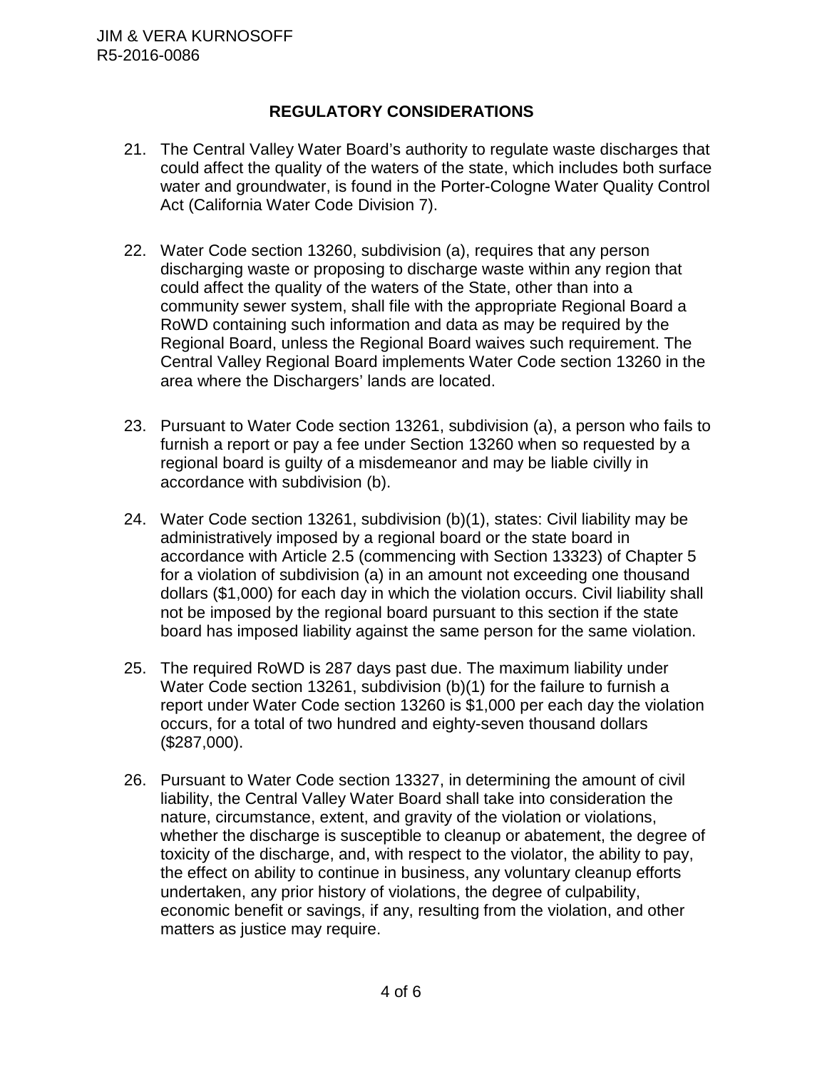## REGULATORY CONSIDERATIONS

21. The Central Valley Water Board's authority to regulate waste discharges that could affect the quality of the waters of the state, which includes both surface water and groundwater, is found in the Porter-Cologne Water Quality Control Act (California Water Code Division 7).

22. Water Code section 13260, subdivision (a), requires that any person discharging waste or proposing to discharge waste within any region that could affect the quality of the waters of the State, other than into a community sewer system, shall file with the appropriate Regional Board a RoWD containing such information and data as may be required by the Regional Board, unless the Regional Board waives such requirement. The Central Valley Regional Board implements Water Code section 13260 in the area where the Dischargers' lands are located.

23. Pursuant to Water Code section 13261, subdivision (a), a person who fails to furnish a report or pay a fee under Section 13260 when so requested by a regional board is guilty of a misdemeanor and may be liable civilly in accordance with subdivision (b).

24. Water Code section 13261, subdivision (b)(1), states: Civil liability may be administratively imposed by a regional board or the state board in accordance with Article 2.5 (commencing with Section 13323) of Chapter 5 for a violation of subdivision (a) in an amount not exceeding one thousand dollars ($1,000) for each day in which the violation occurs. Civil liability shall not be imposed by the regional board pursuant to this section if the state board has imposed liability against the same person for the same violation.

25. The required RoWD is 287 days past due. The maximum liability under Water Code section 13261, subdivision (b)(1) for the failure to furnish a report under Water Code section 13260 is $1,000 per each day the violation occurs, for a total of two hundred and eighty-seven thousand dollars ($287,000).

26. Pursuant to Water Code section 13327, in determining the amount of civil liability, the Central Valley Water Board shall take into consideration the nature, circumstance, extent, and gravity of the violation or violations, whether the discharge is susceptible to cleanup or abatement, the degree of toxicity of the discharge, and, with respect to the violator, the ability to pay, the effect on ability to continue in business, any voluntary cleanup efforts undertaken, any prior history of violations, the degree of culpability, economic benefit or savings, if any, resulting from the violation, and other matters as justice may require.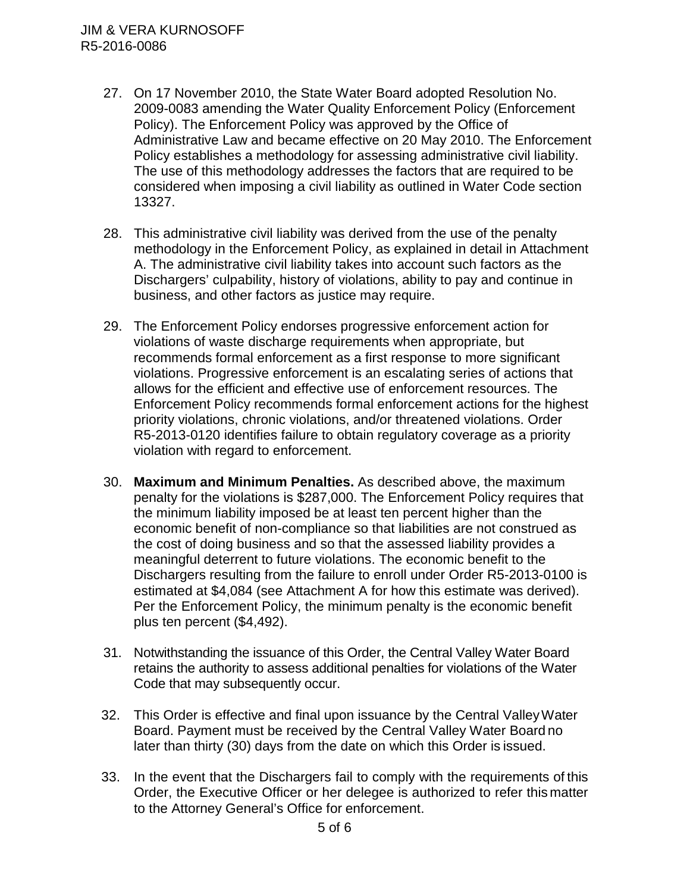27. On 17 November 2010, the State Water Board adopted Resolution No. 2009-0083 amending the Water Quality Enforcement Policy (Enforcement Policy). The Enforcement Policy was approved by the Office of Administrative Law and became effective on 20 May 2010. The Enforcement Policy establishes a methodology for assessing administrative civil liability. The use of this methodology addresses the factors that are required to be considered when imposing a civil liability as outlined in Water Code section 13327.

28. This administrative civil liability was derived from the use of the penalty methodology in the Enforcement Policy, as explained in detail in Attachment A. The administrative civil liability takes into account such factors as the Dischargers' culpability, history of violations, ability to pay and continue in business, and other factors as justice may require.

29. The Enforcement Policy endorses progressive enforcement action for violations of waste discharge requirements when appropriate, but recommends formal enforcement as a first response to more significant violations. Progressive enforcement is an escalating series of actions that allows for the efficient and effective use of enforcement resources. The Enforcement Policy recommends formal enforcement actions for the highest priority violations, chronic violations, and/or threatened violations. Order R5-2013-0120 identifies failure to obtain regulatory coverage as a priority violation with regard to enforcement.

30. **Maximum and Minimum Penalties.** As described above, the maximum penalty for the violations is $287,000. The Enforcement Policy requires that the minimum liability imposed be at least ten percent higher than the economic benefit of non-compliance so that liabilities are not construed as the cost of doing business and so that the assessed liability provides a meaningful deterrent to future violations. The economic benefit to the Dischargers resulting from the failure to enroll under Order R5-2013-0100 is estimated at $4,084 (see Attachment A for how this estimate was derived). Per the Enforcement Policy, the minimum penalty is the economic benefit plus ten percent ($4,492).

31. Notwithstanding the issuance of this Order, the Central Valley Water Board retains the authority to assess additional penalties for violations of the Water Code that may subsequently occur.

32. This Order is effective and final upon issuance by the Central Valley Water Board. Payment must be received by the Central Valley Water Board no later than thirty (30) days from the date on which this Order is issued.

33. In the event that the Dischargers fail to comply with the requirements of this Order, the Executive Officer or her delegee is authorized to refer this matter to the Attorney General's Office for enforcement.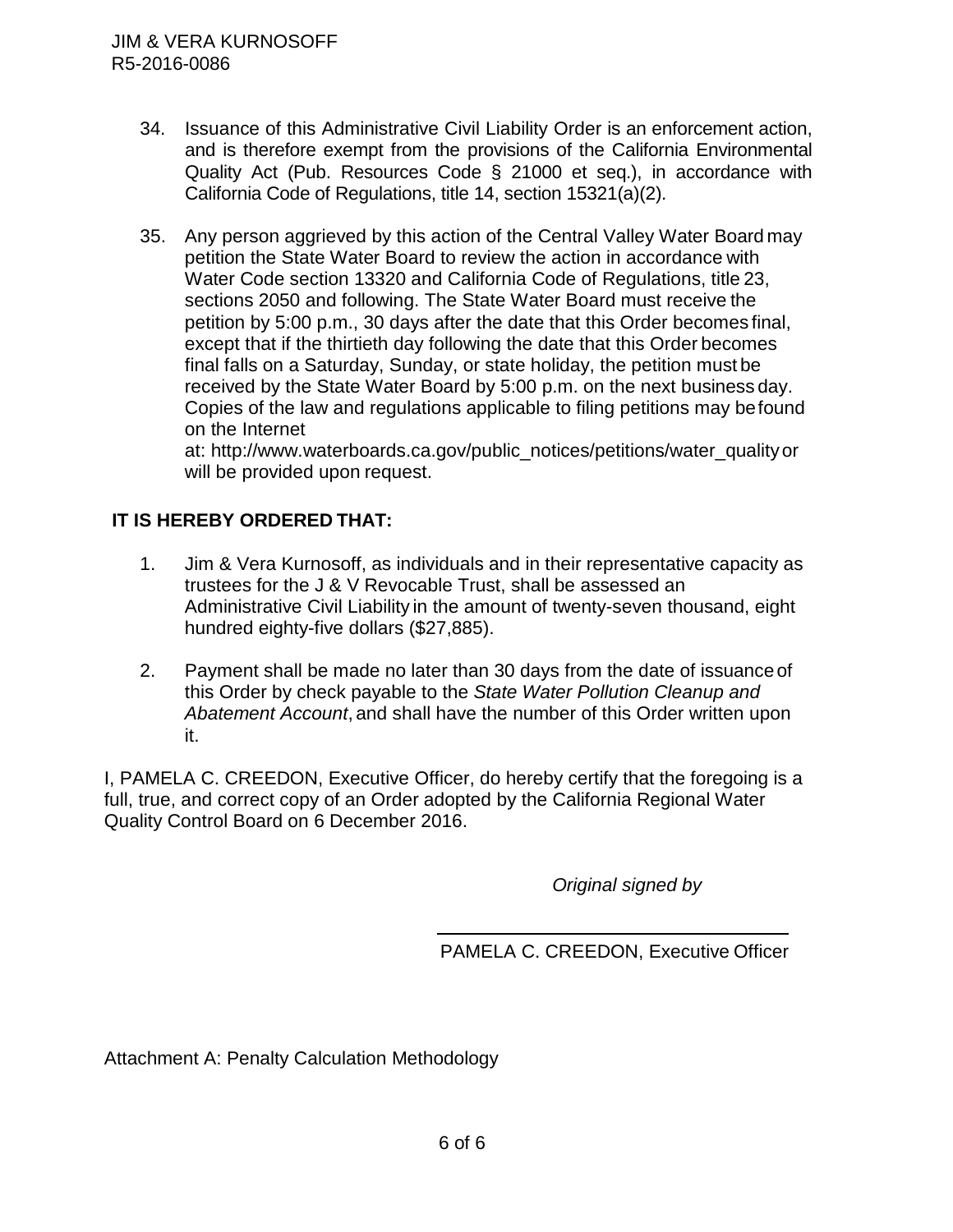34. Issuance of this Administrative Civil Liability Order is an enforcement action, and is therefore exempt from the provisions of the California Environmental Quality Act (Pub. Resources Code § 21000 et seq.), in accordance with California Code of Regulations, title 14, section 15321(a)(2).

35. Any person aggrieved by this action of the Central Valley Water Board may petition the State Water Board to review the action in accordance with Water Code section 13320 and California Code of Regulations, title 23, sections 2050 and following. The State Water Board must receive the petition by 5:00 p.m., 30 days after the date that this Order becomes final, except that if the thirtieth day following the date that this Order becomes final falls on a Saturday, Sunday, or state holiday, the petition must be received by the State Water Board by 5:00 p.m. on the next business day. Copies of the law and regulations applicable to filing petitions may be found on the Internet at: http://www.waterboards.ca.gov/public_notices/petitions/water_quality or will be provided upon request.

**IT IS HEREBY ORDERED THAT:**

1. Jim & Vera Kurnosoff, as individuals and in their representative capacity as trustees for the J & V Revocable Trust, shall be assessed an Administrative Civil Liability in the amount of twenty-seven thousand, eight hundred eighty-five dollars ($27,885).

2. Payment shall be made no later than 30 days from the date of issuance of this Order by check payable to the *State Water Pollution Cleanup and Abatement Account*, and shall have the number of this Order written upon it.

I, PAMELA C. CREEDON, Executive Officer, do hereby certify that the foregoing is a full, true, and correct copy of an Order adopted by the California Regional Water Quality Control Board on 6 December 2016.

*Original signed by*

PAMELA C. CREEDON, Executive Officer

Attachment A: Penalty Calculation Methodology